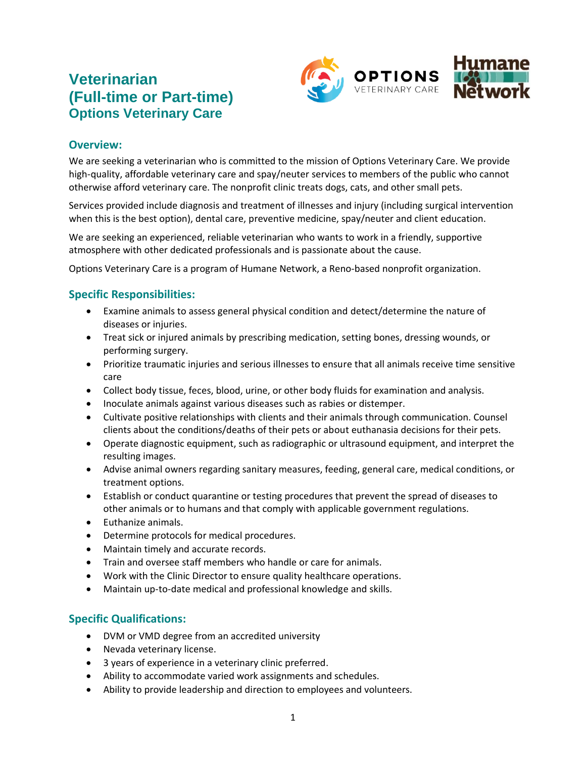# Veterinarian (Full-time or Part-time)

## Options Veterinary Care

### Overview:

We are seeking a veterinarian who is committed to the mission of Options Veterinary Care. We provide high-quality, affordable veterinary care and spay/neuter services to members of the public who cannot otherwise afford veterinary care. The nonprofit clinic treats dogs, cats, and other small pets.

Services provided include diagnosis and treatment of illnesses and injury (including surgical intervention when this is the best option), dental care, preventive medicine, spay/neuter and client education.

We are seeking an experienced, reliable veterinarian who wants to work in a friendly, supportive atmosphere with other dedicated professionals and is passionate about the cause.

Options Veterinary Care is a program of Humane Network, a Reno-based nonprofit organization.

### Specific Responsibilities:

- Examine animals to assess general physical condition and detect/determine the nature of diseases or injuries.
- Treat sick or injured animals by prescribing medication, setting bones, dressing wounds, or performing surgery.
- Prioritize traumatic injuries and serious illnesses to ensure that all animals receive time sensitive care
- Collect body tissue, feces, blood, urine, or other body fluids for examination and analysis.
- Inoculate animals against various diseases such as rabies or distemper.
- Cultivate positive relationships with clients and their animals through communication. Counsel clients about the conditions/deaths of their pets or about euthanasia decisions for their pets.
- Operate diagnostic equipment, such as radiographic or ultrasound equipment, and interpret the resulting images.
- Advise animal owners regarding sanitary measures, feeding, general care, medical conditions, or treatment options.
- Establish or conduct quarantine or testing procedures that prevent the spread of diseases to other animals or to humans and that comply with applicable government regulations.
- Euthanize animals.
- Determine protocols for medical procedures.
- Maintain timely and accurate records.
- Train and oversee staff members who handle or care for animals.
- Work with the Clinic Director to ensure quality healthcare operations.
- Maintain up-to-date medical and professional knowledge and skills.

### Specific Qualifications:

- DVM or VMD degree from an accredited university
- Nevada veterinary license.
- 3 years of experience in a veterinary clinic preferred.
- Ability to accommodate varied work assignments and schedules.
- Ability to provide leadership and direction to employees and volunteers.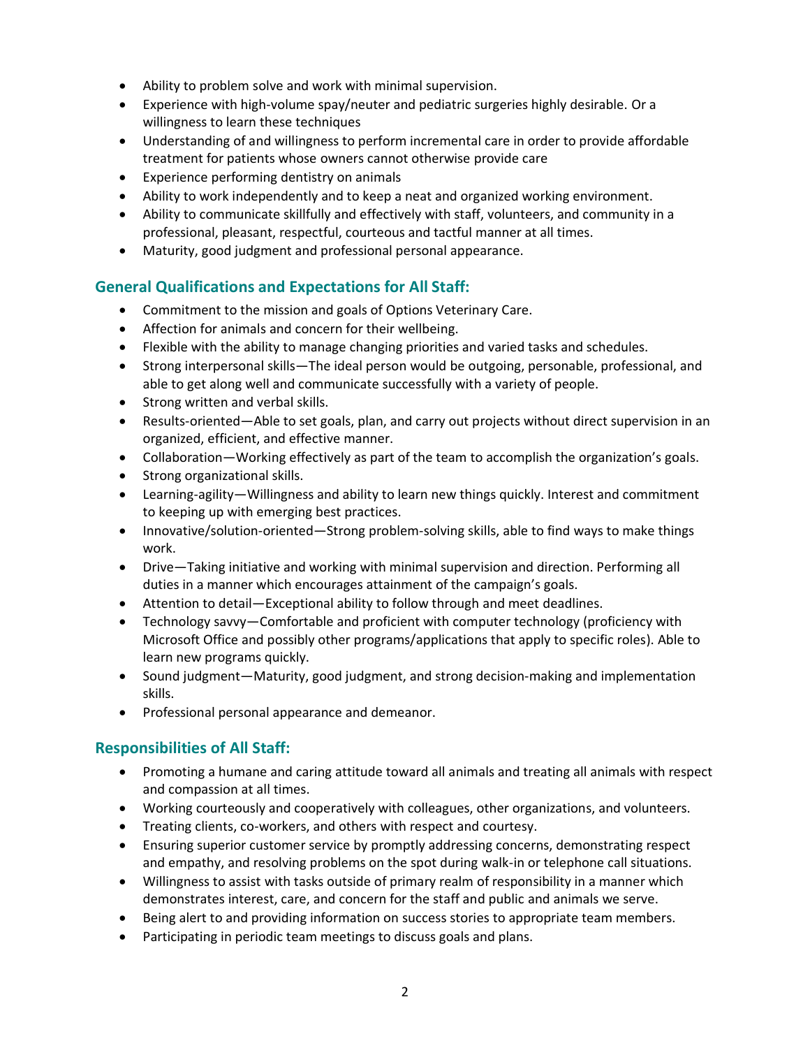- Ability to problem solve and work with minimal supervision.
- Experience with high-volume spay/neuter and pediatric surgeries highly desirable. Or a willingness to learn these techniques
- Understanding of and willingness to perform incremental care in order to provide affordable treatment for patients whose owners cannot otherwise provide care
- Experience performing dentistry on animals
- Ability to work independently and to keep a neat and organized working environment.
- Ability to communicate skillfully and effectively with staff, volunteers, and community in a professional, pleasant, respectful, courteous and tactful manner at all times.
- Maturity, good judgment and professional personal appearance.

## General Qualifications and Expectations for All Staff:

- Commitment to the mission and goals of Options Veterinary Care.
- Affection for animals and concern for their wellbeing.
- Flexible with the ability to manage changing priorities and varied tasks and schedules.
- Strong interpersonal skills—The ideal person would be outgoing, personable, professional, and able to get along well and communicate successfully with a variety of people.
- Strong written and verbal skills.
- Results-oriented—Able to set goals, plan, and carry out projects without direct supervision in an organized, efficient, and effective manner.
- Collaboration—Working effectively as part of the team to accomplish the organization's goals.
- Strong organizational skills.
- Learning-agility—Willingness and ability to learn new things quickly. Interest and commitment to keeping up with emerging best practices.
- Innovative/solution-oriented—Strong problem-solving skills, able to find ways to make things work.
- Drive—Taking initiative and working with minimal supervision and direction. Performing all duties in a manner which encourages attainment of the campaign's goals.
- Attention to detail—Exceptional ability to follow through and meet deadlines.
- Technology savvy—Comfortable and proficient with computer technology (proficiency with Microsoft Office and possibly other programs/applications that apply to specific roles). Able to learn new programs quickly.
- Sound judgment—Maturity, good judgment, and strong decision-making and implementation skills.
- Professional personal appearance and demeanor.

## Responsibilities of All Staff:

- Promoting a humane and caring attitude toward all animals and treating all animals with respect and compassion at all times.
- Working courteously and cooperatively with colleagues, other organizations, and volunteers.
- Treating clients, co-workers, and others with respect and courtesy.
- Ensuring superior customer service by promptly addressing concerns, demonstrating respect and empathy, and resolving problems on the spot during walk-in or telephone call situations.
- Willingness to assist with tasks outside of primary realm of responsibility in a manner which demonstrates interest, care, and concern for the staff and public and animals we serve.
- Being alert to and providing information on success stories to appropriate team members.
- Participating in periodic team meetings to discuss goals and plans.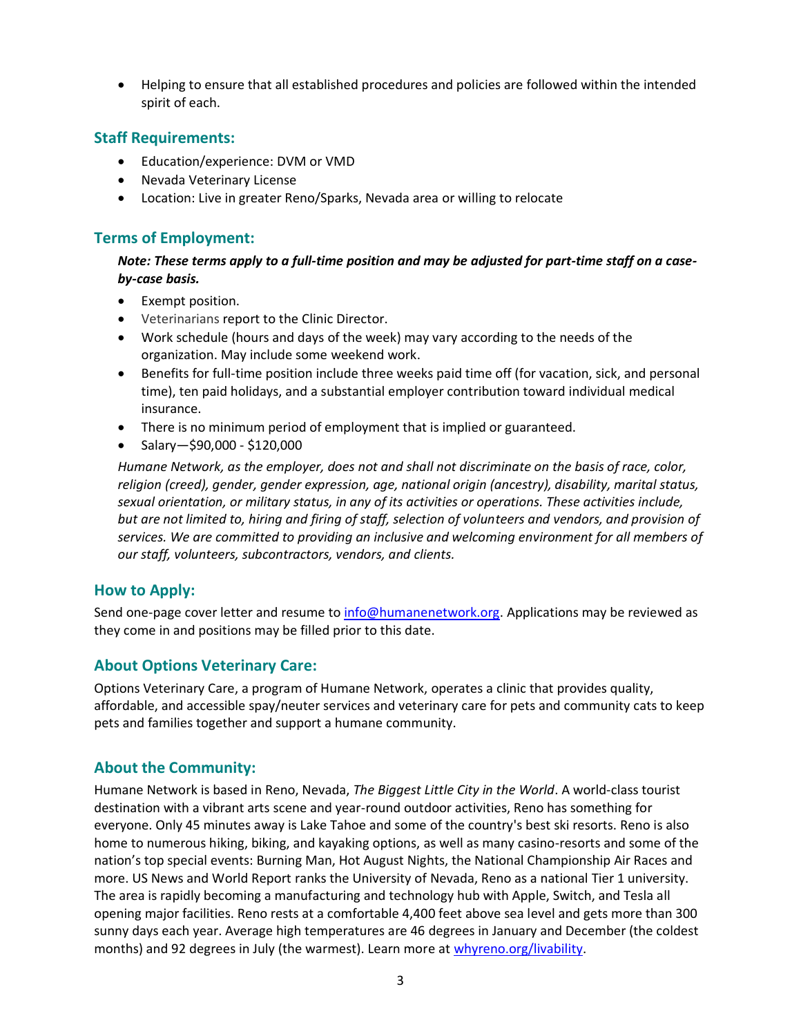- Helping to ensure that all established procedures and policies are followed within the intended spirit of each.

## Staff Requirements:

- Education/experience: DVM or VMD
- Nevada Veterinary License
- Location: Live in greater Reno/Sparks, Nevada area or willing to relocate

## Terms of Employment:

***Note: These terms apply to a full-time position and may be adjusted for part-time staff on a case-by-case basis.***

- Exempt position.
- Veterinarians report to the Clinic Director.
- Work schedule (hours and days of the week) may vary according to the needs of the organization. May include some weekend work.
- Benefits for full-time position include three weeks paid time off (for vacation, sick, and personal time), ten paid holidays, and a substantial employer contribution toward individual medical insurance.
- There is no minimum period of employment that is implied or guaranteed.
- Salary—$90,000 - $120,000

*Humane Network, as the employer, does not and shall not discriminate on the basis of race, color, religion (creed), gender, gender expression, age, national origin (ancestry), disability, marital status, sexual orientation, or military status, in any of its activities or operations. These activities include, but are not limited to, hiring and firing of staff, selection of volunteers and vendors, and provision of services. We are committed to providing an inclusive and welcoming environment for all members of our staff, volunteers, subcontractors, vendors, and clients.*

## How to Apply:

Send one-page cover letter and resume to info@humanenetwork.org. Applications may be reviewed as they come in and positions may be filled prior to this date.

## About Options Veterinary Care:

Options Veterinary Care, a program of Humane Network, operates a clinic that provides quality, affordable, and accessible spay/neuter services and veterinary care for pets and community cats to keep pets and families together and support a humane community.

## About the Community:

Humane Network is based in Reno, Nevada, *The Biggest Little City in the World*. A world-class tourist destination with a vibrant arts scene and year-round outdoor activities, Reno has something for everyone. Only 45 minutes away is Lake Tahoe and some of the country's best ski resorts. Reno is also home to numerous hiking, biking, and kayaking options, as well as many casino-resorts and some of the nation's top special events: Burning Man, Hot August Nights, the National Championship Air Races and more. US News and World Report ranks the University of Nevada, Reno as a national Tier 1 university. The area is rapidly becoming a manufacturing and technology hub with Apple, Switch, and Tesla all opening major facilities. Reno rests at a comfortable 4,400 feet above sea level and gets more than 300 sunny days each year. Average high temperatures are 46 degrees in January and December (the coldest months) and 92 degrees in July (the warmest). Learn more at whyreno.org/livability.